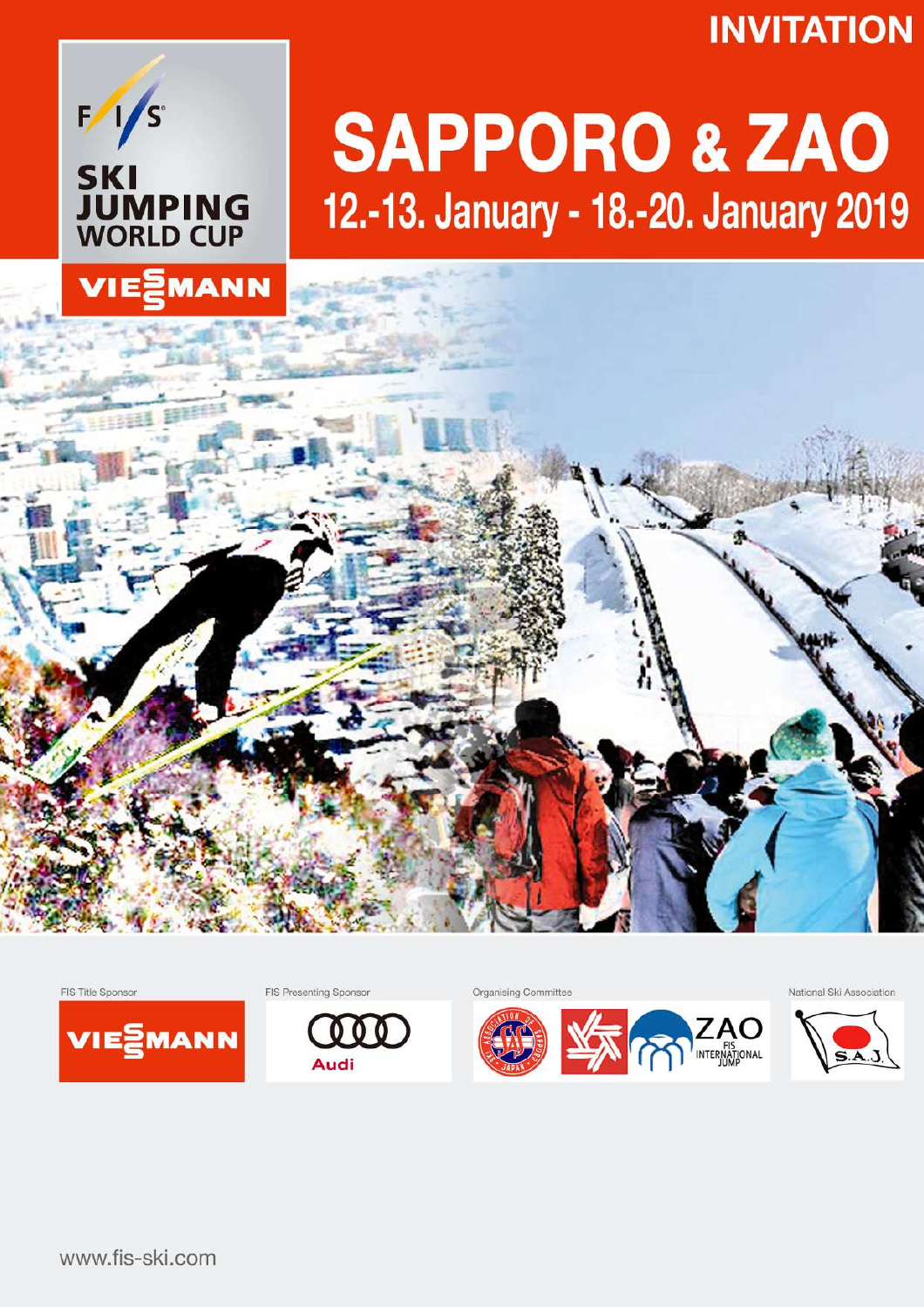INVITATION

# SAPPORO & ZAO

## 12.-13. January - 18.-20. January 2019

FIS SKI JUMPING WORLD CUP

VIESSMANN

FIS Title Sponsor

VIESSMANN

FIS Presenting Sponsor

Audi

Organising Committee

ZAO FIS INTERNATIONAL JUMP

National Ski Association

S.A.J.

www.fis-ski.com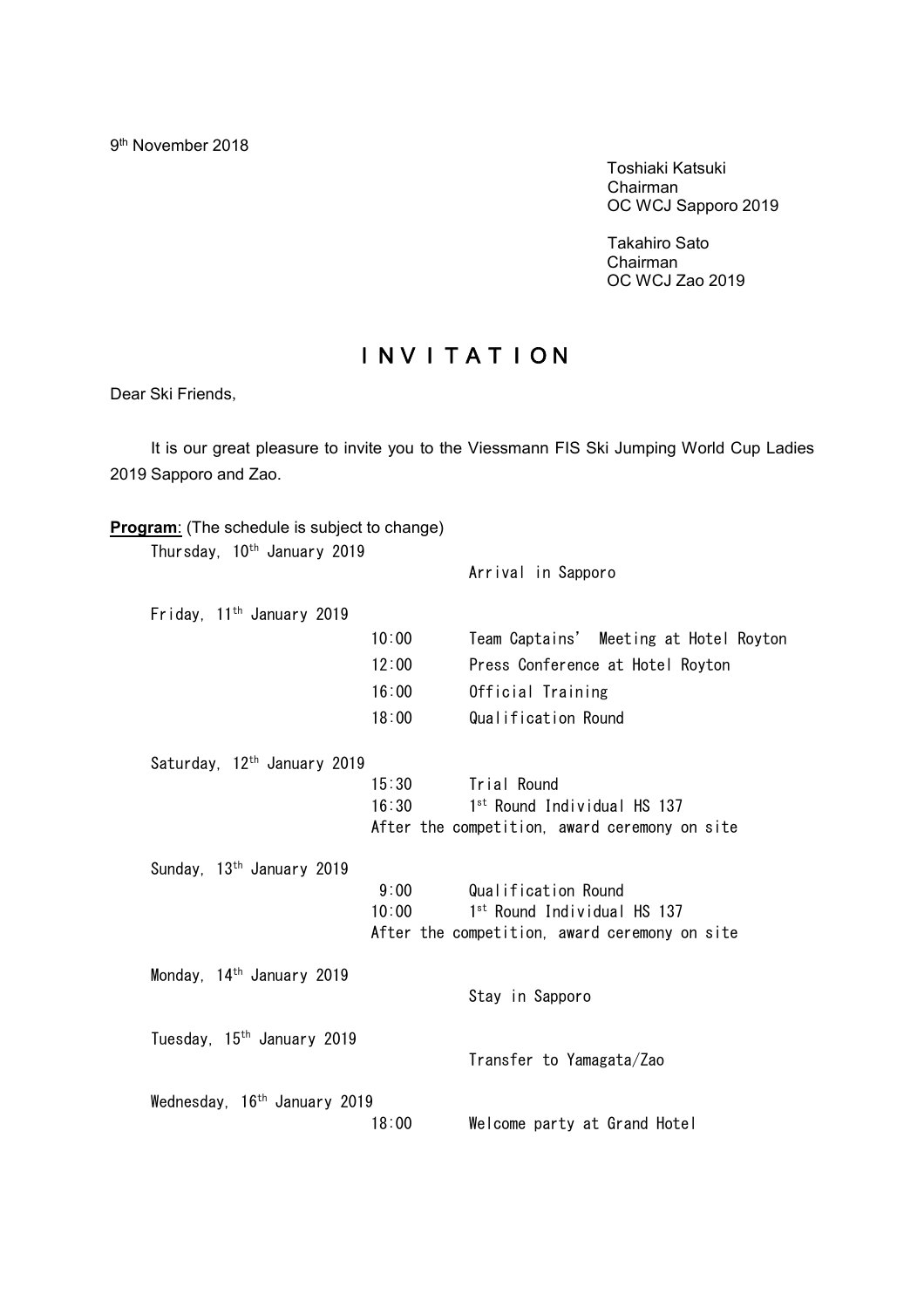9th November 2018

Toshiaki Katsuki
Chairman
OC WCJ Sapporo 2019

Takahiro Sato
Chairman
OC WCJ Zao 2019

# INVITATION

Dear Ski Friends,

It is our great pleasure to invite you to the Viessmann FIS Ski Jumping World Cup Ladies 2019 Sapporo and Zao.

**Program**: (The schedule is subject to change)

Thursday, 10th January 2019

Arrival in Sapporo

Friday, 11th January 2019

| | |
|---|---|
| 10:00 | Team Captains' Meeting at Hotel Royton |
| 12:00 | Press Conference at Hotel Royton |
| 16:00 | Official Training |
| 18:00 | Qualification Round |

Saturday, 12th January 2019

| | |
|---|---|
| 15:30 | Trial Round |
| 16:30 | 1st Round Individual HS 137 |

After the competition, award ceremony on site

Sunday, 13th January 2019

| | |
|---|---|
| 9:00 | Qualification Round |
| 10:00 | 1st Round Individual HS 137 |

After the competition, award ceremony on site

Monday, 14th January 2019

Stay in Sapporo

Tuesday, 15th January 2019

Transfer to Yamagata/Zao

Wednesday, 16th January 2019

| | |
|---|---|
| 18:00 | Welcome party at Grand Hotel |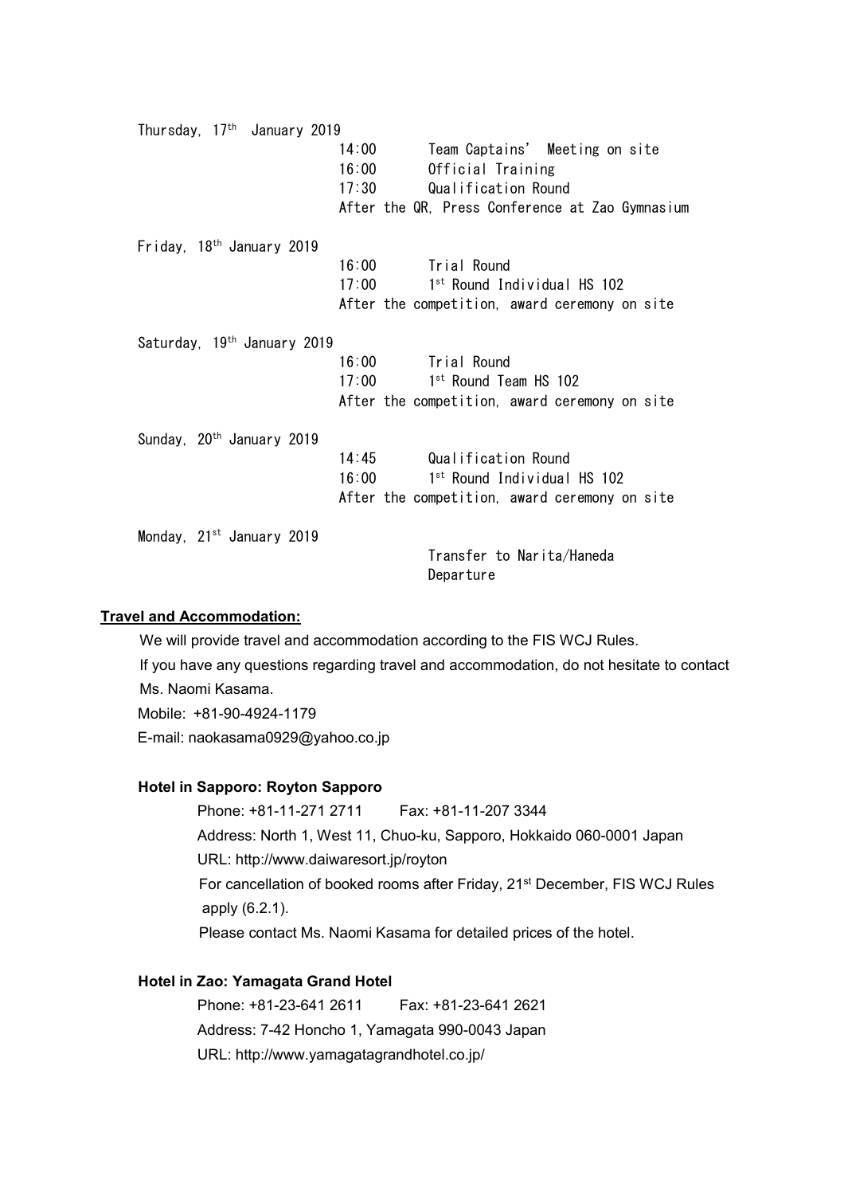Thursday, 17th January 2019

| | | |
|---|---|---|
| | 14:00 | Team Captains' Meeting on site |
| | 16:00 | Official Training |
| | 17:30 | Qualification Round |
| | After the QR, Press Conference at Zao Gymnasium | |

Friday, 18th January 2019

| | | |
|---|---|---|
| | 16:00 | Trial Round |
| | 17:00 | 1st Round Individual HS 102 |
| | After the competition, award ceremony on site | |

Saturday, 19th January 2019

| | | |
|---|---|---|
| | 16:00 | Trial Round |
| | 17:00 | 1st Round Team HS 102 |
| | After the competition, award ceremony on site | |

Sunday, 20th January 2019

| | | |
|---|---|---|
| | 14:45 | Qualification Round |
| | 16:00 | 1st Round Individual HS 102 |
| | After the competition, award ceremony on site | |

Monday, 21st January 2019

Transfer to Narita/Haneda
Departure

**Travel and Accommodation:**

We will provide travel and accommodation according to the FIS WCJ Rules.
If you have any questions regarding travel and accommodation, do not hesitate to contact Ms. Naomi Kasama.
Mobile: +81-90-4924-1179
E-mail: naokasama0929@yahoo.co.jp

**Hotel in Sapporo: Royton Sapporo**

Phone: +81-11-271 2711 Fax: +81-11-207 3344
Address: North 1, West 11, Chuo-ku, Sapporo, Hokkaido 060-0001 Japan
URL: http://www.daiwaresort.jp/royton
For cancellation of booked rooms after Friday, 21st December, FIS WCJ Rules apply (6.2.1).
Please contact Ms. Naomi Kasama for detailed prices of the hotel.

**Hotel in Zao: Yamagata Grand Hotel**

Phone: +81-23-641 2611 Fax: +81-23-641 2621
Address: 7-42 Honcho 1, Yamagata 990-0043 Japan
URL: http://www.yamagatagrandhotel.co.jp/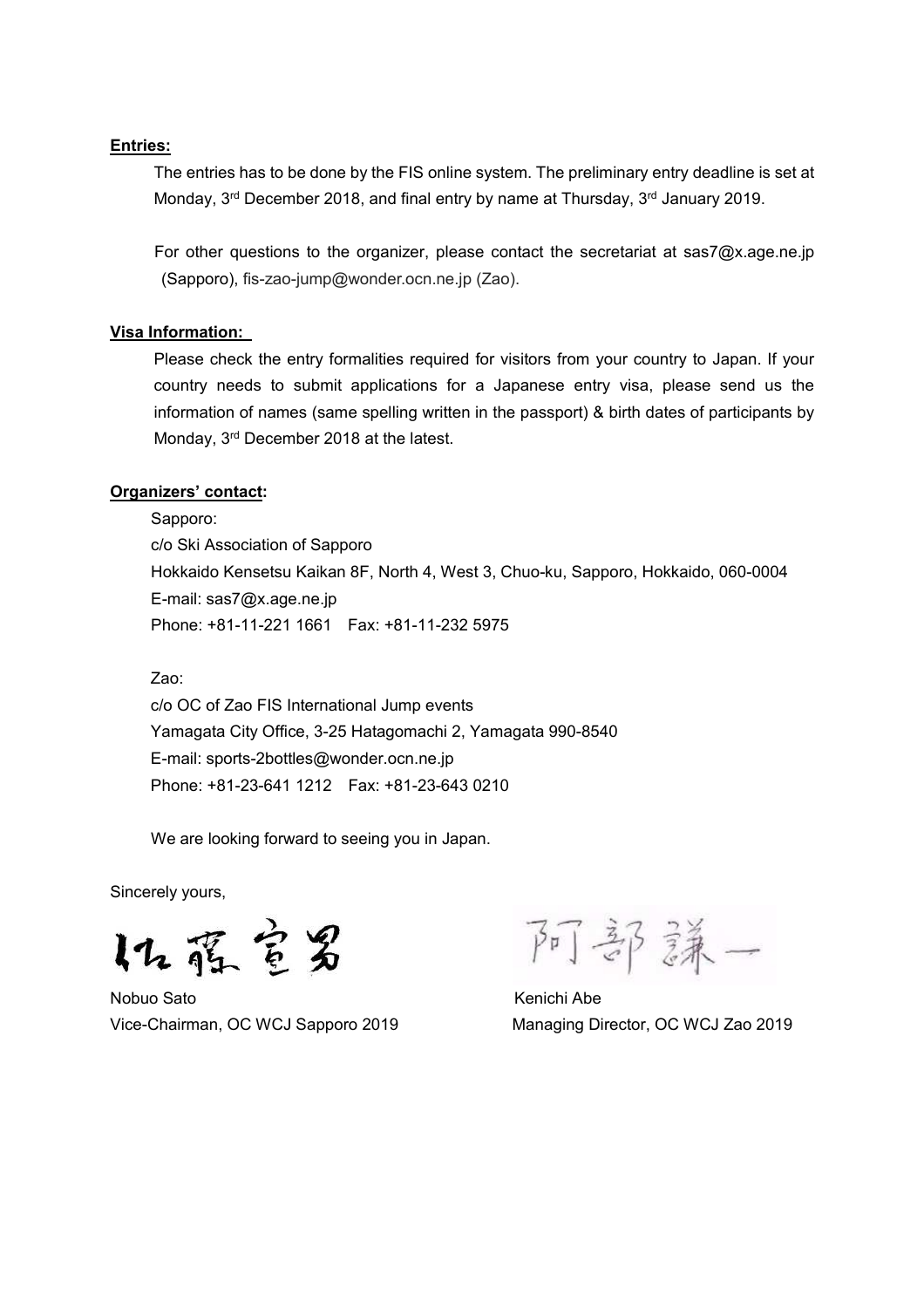**Entries:**

The entries has to be done by the FIS online system. The preliminary entry deadline is set at Monday, 3rd December 2018, and final entry by name at Thursday, 3rd January 2019.

For other questions to the organizer, please contact the secretariat at sas7@x.age.ne.jp (Sapporo), fis-zao-jump@wonder.ocn.ne.jp (Zao).

**Visa Information:**

Please check the entry formalities required for visitors from your country to Japan. If your country needs to submit applications for a Japanese entry visa, please send us the information of names (same spelling written in the passport) & birth dates of participants by Monday, 3rd December 2018 at the latest.

**Organizers' contact:**

Sapporo:
c/o Ski Association of Sapporo
Hokkaido Kensetsu Kaikan 8F, North 4, West 3, Chuo-ku, Sapporo, Hokkaido, 060-0004
E-mail: sas7@x.age.ne.jp
Phone: +81-11-221 1661 Fax: +81-11-232 5975

Zao:
c/o OC of Zao FIS International Jump events
Yamagata City Office, 3-25 Hatagomachi 2, Yamagata 990-8540
E-mail: sports-2bottles@wonder.ocn.ne.jp
Phone: +81-23-641 1212 Fax: +81-23-643 0210

We are looking forward to seeing you in Japan.

Sincerely yours,

佐藤宣男

Nobuo Sato
Vice-Chairman, OC WCJ Sapporo 2019

阿部謙一

Kenichi Abe
Managing Director, OC WCJ Zao 2019